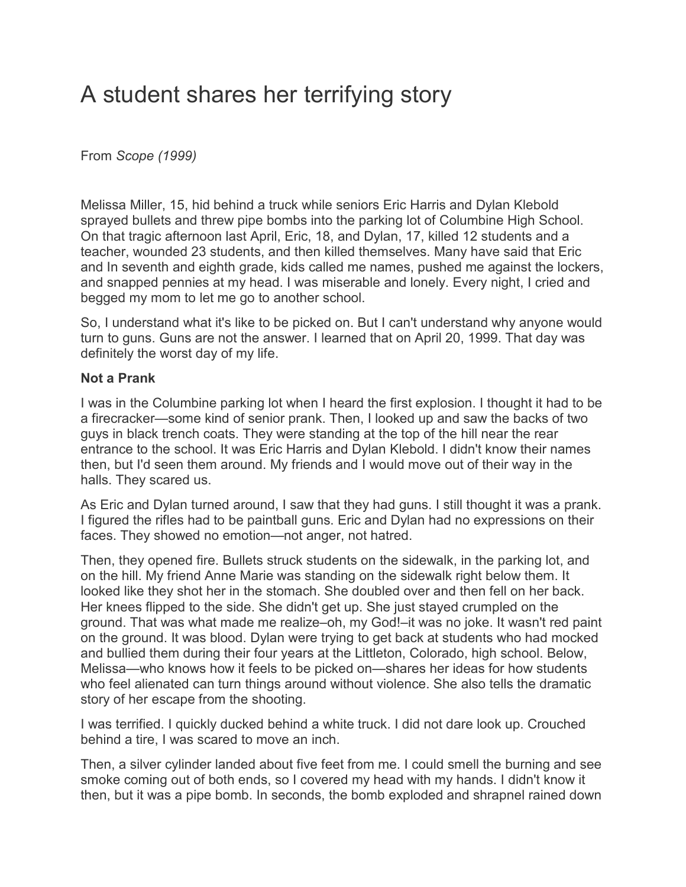# A student shares her terrifying story

From *Scope (1999)*

Melissa Miller, 15, hid behind a truck while seniors Eric Harris and Dylan Klebold sprayed bullets and threw pipe bombs into the parking lot of Columbine High School. On that tragic afternoon last April, Eric, 18, and Dylan, 17, killed 12 students and a teacher, wounded 23 students, and then killed themselves. Many have said that Eric and In seventh and eighth grade, kids called me names, pushed me against the lockers, and snapped pennies at my head. I was miserable and lonely. Every night, I cried and begged my mom to let me go to another school.

So, I understand what it's like to be picked on. But I can't understand why anyone would turn to guns. Guns are not the answer. I learned that on April 20, 1999. That day was definitely the worst day of my life.

**Not a Prank**

I was in the Columbine parking lot when I heard the first explosion. I thought it had to be a firecracker—some kind of senior prank. Then, I looked up and saw the backs of two guys in black trench coats. They were standing at the top of the hill near the rear entrance to the school. It was Eric Harris and Dylan Klebold. I didn't know their names then, but I'd seen them around. My friends and I would move out of their way in the halls. They scared us.

As Eric and Dylan turned around, I saw that they had guns. I still thought it was a prank. I figured the rifles had to be paintball guns. Eric and Dylan had no expressions on their faces. They showed no emotion—not anger, not hatred.

Then, they opened fire. Bullets struck students on the sidewalk, in the parking lot, and on the hill. My friend Anne Marie was standing on the sidewalk right below them. It looked like they shot her in the stomach. She doubled over and then fell on her back. Her knees flipped to the side. She didn't get up. She just stayed crumpled on the ground. That was what made me realize–oh, my God!–it was no joke. It wasn't red paint on the ground. It was blood. Dylan were trying to get back at students who had mocked and bullied them during their four years at the Littleton, Colorado, high school. Below, Melissa—who knows how it feels to be picked on—shares her ideas for how students who feel alienated can turn things around without violence. She also tells the dramatic story of her escape from the shooting.

I was terrified. I quickly ducked behind a white truck. I did not dare look up. Crouched behind a tire, I was scared to move an inch.

Then, a silver cylinder landed about five feet from me. I could smell the burning and see smoke coming out of both ends, so I covered my head with my hands. I didn't know it then, but it was a pipe bomb. In seconds, the bomb exploded and shrapnel rained down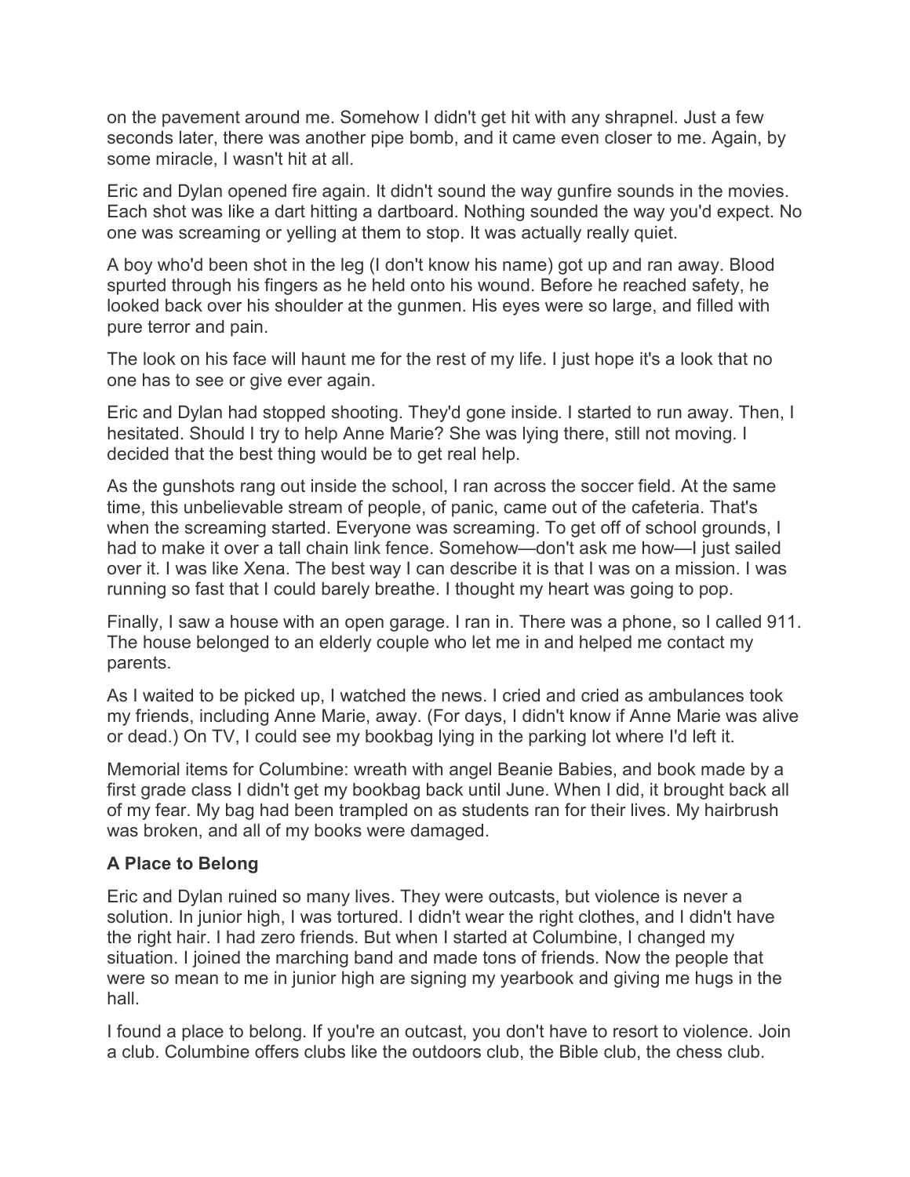on the pavement around me. Somehow I didn't get hit with any shrapnel. Just a few seconds later, there was another pipe bomb, and it came even closer to me. Again, by some miracle, I wasn't hit at all.

Eric and Dylan opened fire again. It didn't sound the way gunfire sounds in the movies. Each shot was like a dart hitting a dartboard. Nothing sounded the way you'd expect. No one was screaming or yelling at them to stop. It was actually really quiet.

A boy who'd been shot in the leg (I don't know his name) got up and ran away. Blood spurted through his fingers as he held onto his wound. Before he reached safety, he looked back over his shoulder at the gunmen. His eyes were so large, and filled with pure terror and pain.

The look on his face will haunt me for the rest of my life. I just hope it's a look that no one has to see or give ever again.

Eric and Dylan had stopped shooting. They'd gone inside. I started to run away. Then, I hesitated. Should I try to help Anne Marie? She was lying there, still not moving. I decided that the best thing would be to get real help.

As the gunshots rang out inside the school, I ran across the soccer field. At the same time, this unbelievable stream of people, of panic, came out of the cafeteria. That's when the screaming started. Everyone was screaming. To get off of school grounds, I had to make it over a tall chain link fence. Somehow—don't ask me how—I just sailed over it. I was like Xena. The best way I can describe it is that I was on a mission. I was running so fast that I could barely breathe. I thought my heart was going to pop.

Finally, I saw a house with an open garage. I ran in. There was a phone, so I called 911. The house belonged to an elderly couple who let me in and helped me contact my parents.

As I waited to be picked up, I watched the news. I cried and cried as ambulances took my friends, including Anne Marie, away. (For days, I didn't know if Anne Marie was alive or dead.) On TV, I could see my bookbag lying in the parking lot where I'd left it.

Memorial items for Columbine: wreath with angel Beanie Babies, and book made by a first grade class I didn't get my bookbag back until June. When I did, it brought back all of my fear. My bag had been trampled on as students ran for their lives. My hairbrush was broken, and all of my books were damaged.

### A Place to Belong

Eric and Dylan ruined so many lives. They were outcasts, but violence is never a solution. In junior high, I was tortured. I didn't wear the right clothes, and I didn't have the right hair. I had zero friends. But when I started at Columbine, I changed my situation. I joined the marching band and made tons of friends. Now the people that were so mean to me in junior high are signing my yearbook and giving me hugs in the hall.

I found a place to belong. If you're an outcast, you don't have to resort to violence. Join a club. Columbine offers clubs like the outdoors club, the Bible club, the chess club.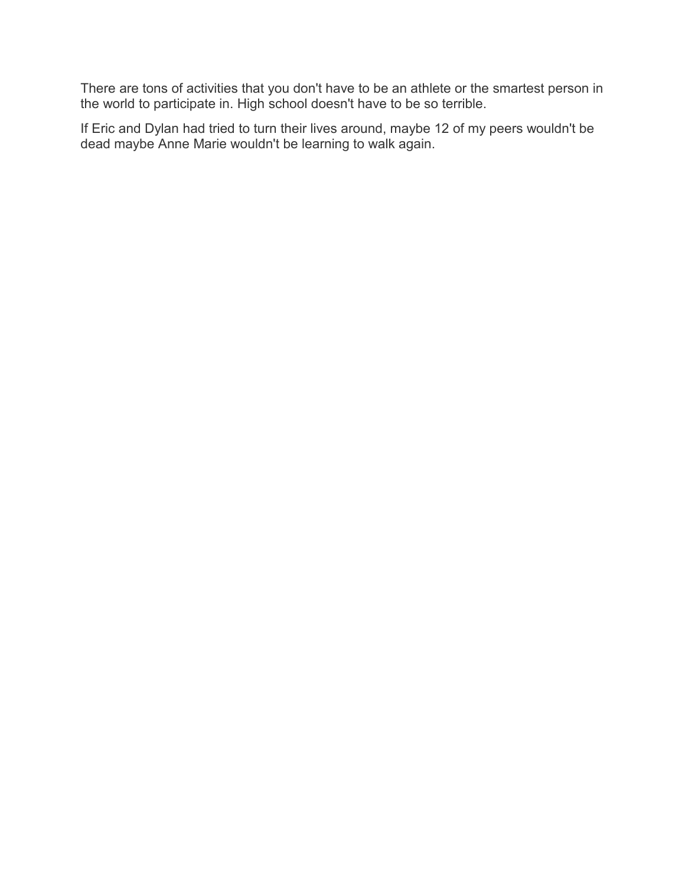There are tons of activities that you don't have to be an athlete or the smartest person in the world to participate in. High school doesn't have to be so terrible.

If Eric and Dylan had tried to turn their lives around, maybe 12 of my peers wouldn't be dead maybe Anne Marie wouldn't be learning to walk again.